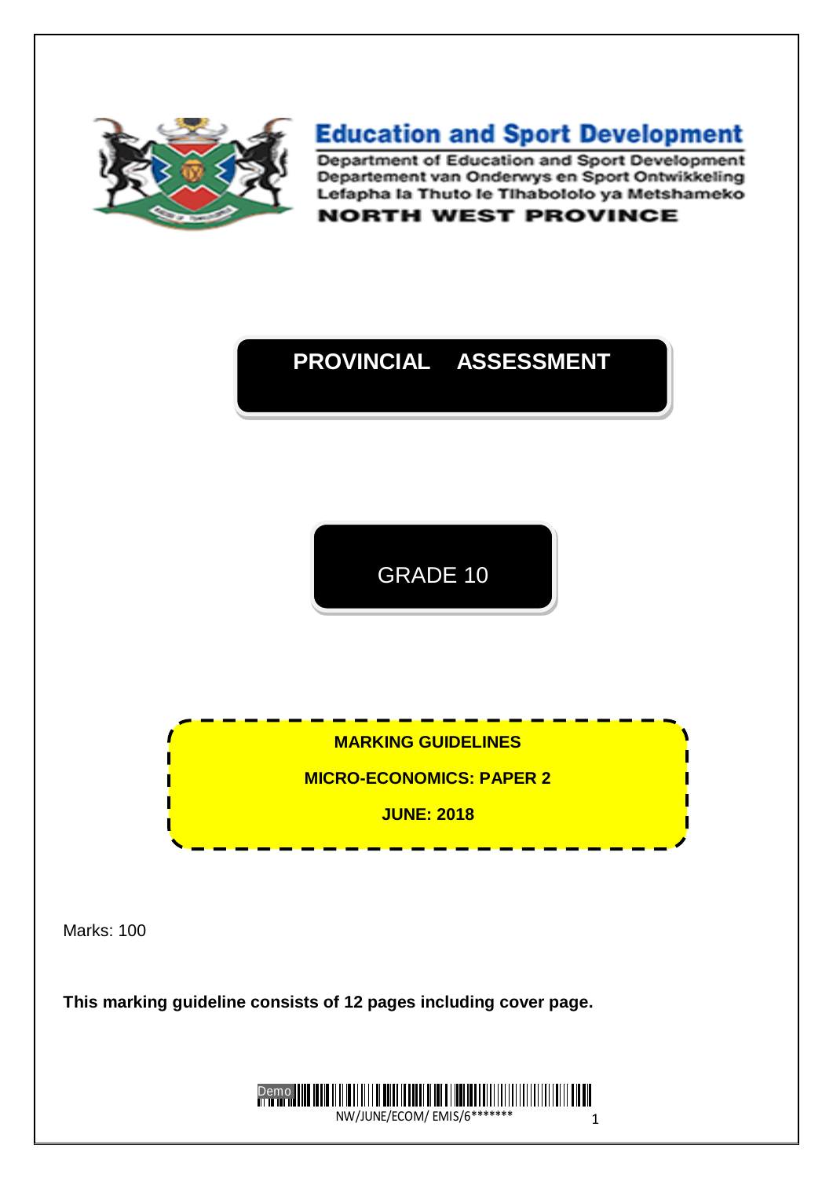# Education and Sport Development

Department of Education and Sport Development
Departement van Onderwys en Sport Ontwikkeling
Lefapha la Thuto le Tlhabololo ya Metshameko

**NORTH WEST PROVINCE**

## PROVINCIAL ASSESSMENT

## GRADE 10

**MARKING GUIDELINES**

**MICRO-ECONOMICS: PAPER 2**

**JUNE: 2018**

Marks: 100

**This marking guideline consists of 12 pages including cover page.**

NW/JUNE/ECOM/ EMIS/6*******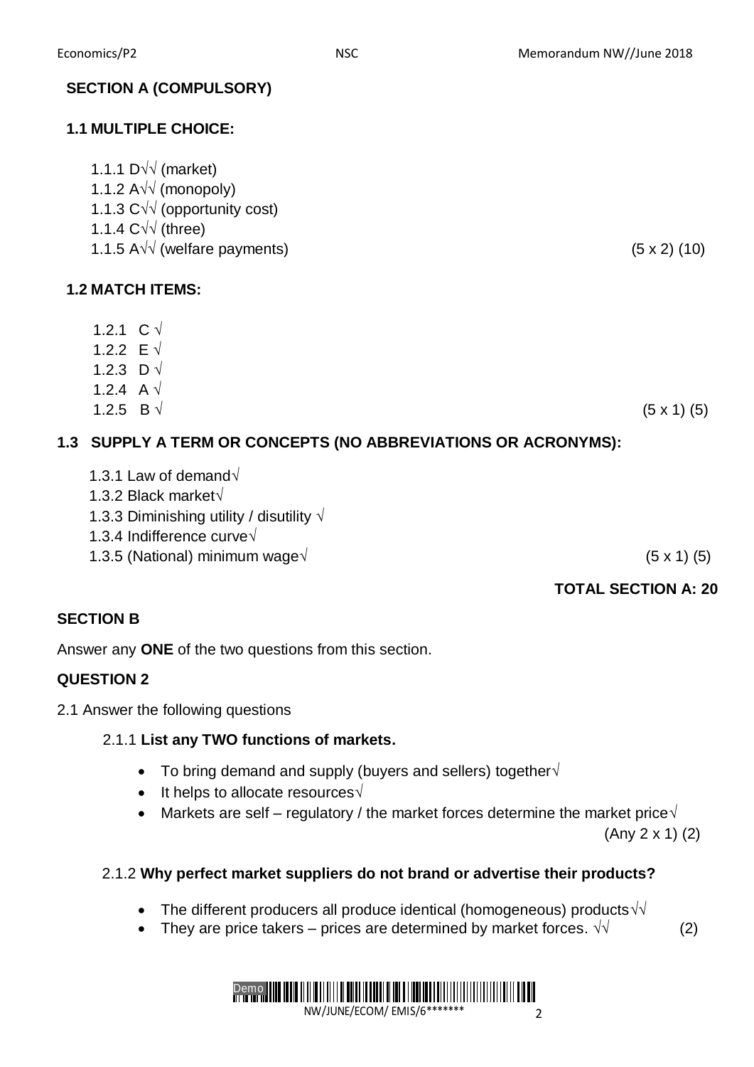## SECTION A (COMPULSORY)

### 1.1 MULTIPLE CHOICE:

1.1.1 D√√ (market)
1.1.2 A√√ (monopoly)
1.1.3 C√√ (opportunity cost)
1.1.4 C√√ (three)
1.1.5 A√√ (welfare payments) (5 x 2) (10)

### 1.2 MATCH ITEMS:

1.2.1 C √
1.2.2 E √
1.2.3 D √
1.2.4 A √
1.2.5 B √ (5 x 1) (5)

### 1.3 SUPPLY A TERM OR CONCEPTS (NO ABBREVIATIONS OR ACRONYMS):

1.3.1 Law of demand√
1.3.2 Black market√
1.3.3 Diminishing utility / disutility √
1.3.4 Indifference curve√
1.3.5 (National) minimum wage√ (5 x 1) (5)

**TOTAL SECTION A: 20**

## SECTION B

Answer any **ONE** of the two questions from this section.

### QUESTION 2

2.1 Answer the following questions

2.1.1 **List any TWO functions of markets.**

- To bring demand and supply (buyers and sellers) together√
- It helps to allocate resources√
- Markets are self – regulatory / the market forces determine the market price√

(Any 2 x 1) (2)

2.1.2 **Why perfect market suppliers do not brand or advertise their products?**

- The different producers all produce identical (homogeneous) products√√
- They are price takers – prices are determined by market forces. √√ (2)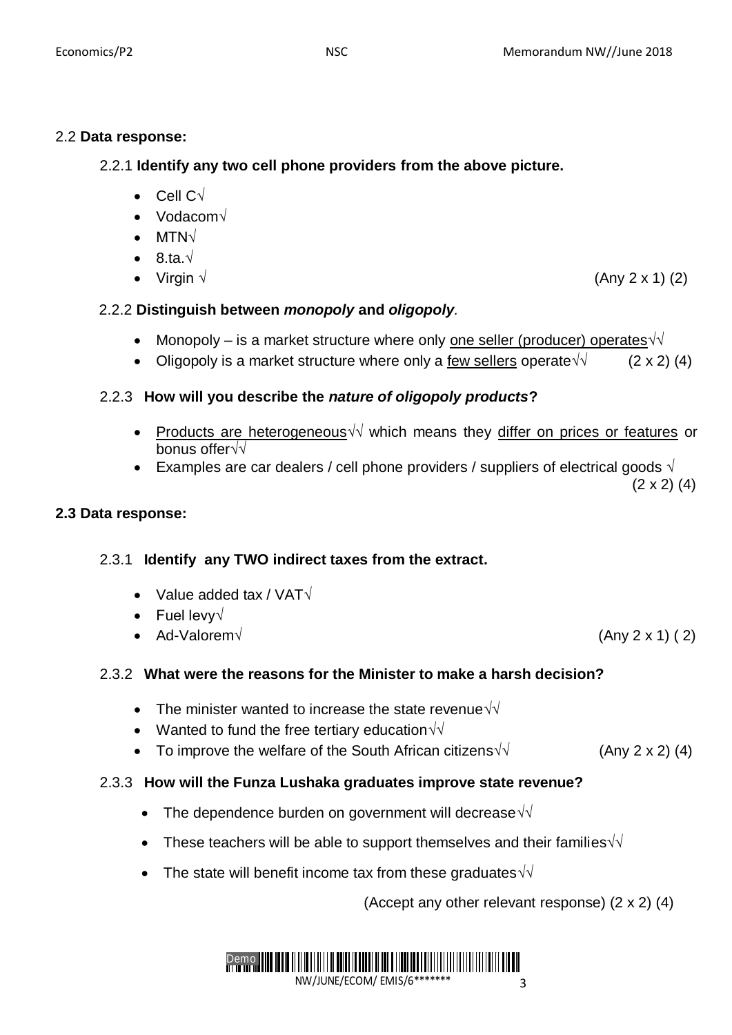## 2.2 **Data response:**

### 2.2.1 **Identify any two cell phone providers from the above picture.**

- Cell C√
- Vodacom√
- MTN√
- 8.ta.√
- Virgin √ (Any 2 x 1) (2)

### 2.2.2 **Distinguish between *monopoly* and *oligopoly*.**

- Monopoly – is a market structure where only <u>one seller (producer) operates</u>√√
- Oligopoly is a market structure where only a <u>few sellers</u> operate√√ (2 x 2) (4)

### 2.2.3 **How will you describe the *nature of oligopoly products*?**

- <u>Products are heterogeneous</u>√√ which means they <u>differ on prices or features</u> or bonus offer√√
- Examples are car dealers / cell phone providers / suppliers of electrical goods √ (2 x 2) (4)

## **2.3 Data response:**

### 2.3.1 **Identify any TWO indirect taxes from the extract.**

- Value added tax / VAT√
- Fuel levy√
- Ad-Valorem√ (Any 2 x 1) ( 2)

### 2.3.2 **What were the reasons for the Minister to make a harsh decision?**

- The minister wanted to increase the state revenue√√
- Wanted to fund the free tertiary education√√
- To improve the welfare of the South African citizens√√ (Any 2 x 2) (4)

### 2.3.3 **How will the Funza Lushaka graduates improve state revenue?**

- The dependence burden on government will decrease√√
- These teachers will be able to support themselves and their families√√
- The state will benefit income tax from these graduates√√

(Accept any other relevant response) (2 x 2) (4)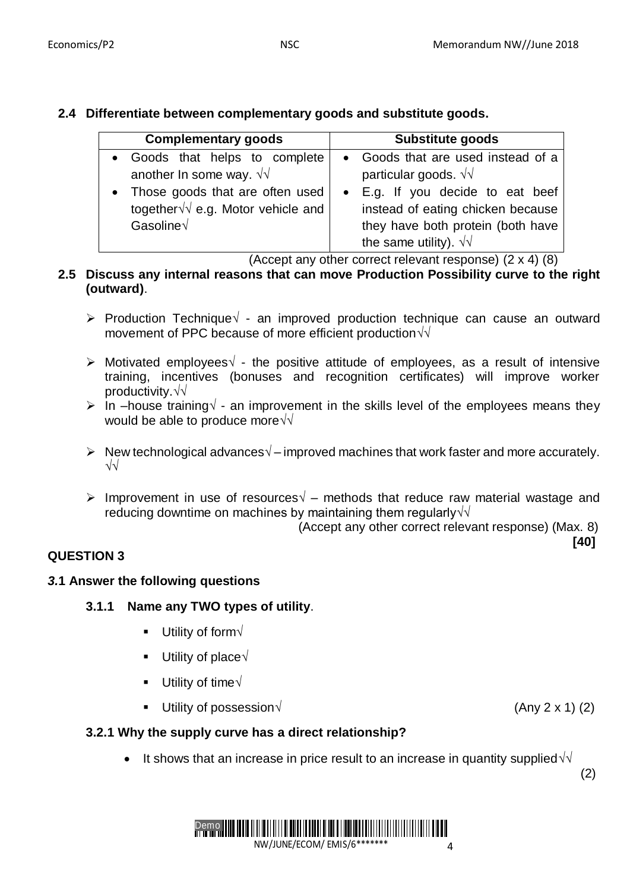### 2.4 Differentiate between complementary goods and substitute goods.

| Complementary goods | Substitute goods |
|---|---|
| • Goods that helps to complete another In some way. √√<br>• Those goods that are often used together√√ e.g. Motor vehicle and Gasoline√ | • Goods that are used instead of a particular goods. √√<br>• E.g. If you decide to eat beef instead of eating chicken because they have both protein (both have the same utility). √√ |

(Accept any other correct relevant response) (2 x 4) (8)

### 2.5 Discuss any internal reasons that can move Production Possibility curve to the right (outward).

- Production Technique√ - an improved production technique can cause an outward movement of PPC because of more efficient production√√
- Motivated employees√ - the positive attitude of employees, as a result of intensive training, incentives (bonuses and recognition certificates) will improve worker productivity.√√
- In –house training√ - an improvement in the skills level of the employees means they would be able to produce more√√
- New technological advances√ – improved machines that work faster and more accurately. √√
- Improvement in use of resources√ – methods that reduce raw material wastage and reducing downtime on machines by maintaining them regularly√√

(Accept any other correct relevant response) (Max. 8)

**[40]**

## QUESTION 3

### 3.1 Answer the following questions

#### 3.1.1 Name any TWO types of utility.

- Utility of form√
- Utility of place√
- Utility of time√
- Utility of possession√ (Any 2 x 1) (2)

#### 3.2.1 Why the supply curve has a direct relationship?

- It shows that an increase in price result to an increase in quantity supplied√√

(2)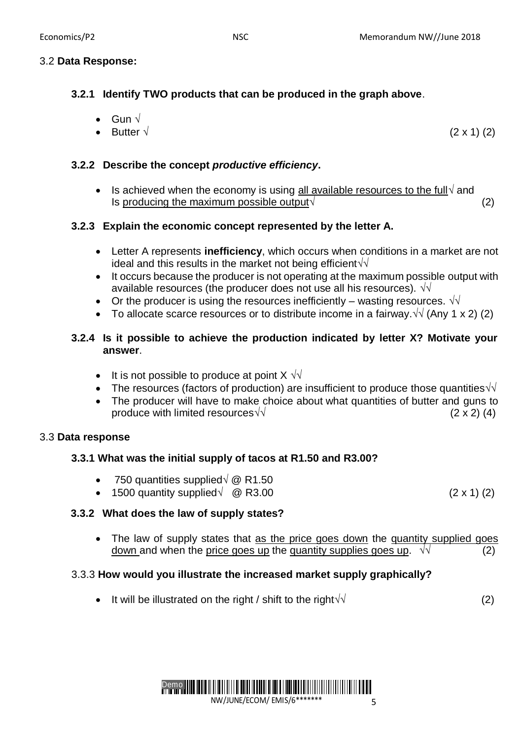## 3.2 **Data Response:**

### 3.2.1 Identify TWO products that can be produced in the graph above.

- Gun √
- Butter √ (2 x 1) (2)

### 3.2.2 Describe the concept *productive efficiency*.

- Is achieved when the economy is using all available resources to the full√ and Is producing the maximum possible output√ (2)

### 3.2.3 Explain the economic concept represented by the letter A.

- Letter A represents **inefficiency**, which occurs when conditions in a market are not ideal and this results in the market not being efficient√√
- It occurs because the producer is not operating at the maximum possible output with available resources (the producer does not use all his resources). √√
- Or the producer is using the resources inefficiently – wasting resources. √√
- To allocate scarce resources or to distribute income in a fairway.√√ (Any 1 x 2) (2)

### 3.2.4 Is it possible to achieve the production indicated by letter X? Motivate your answer.

- It is not possible to produce at point X √√
- The resources (factors of production) are insufficient to produce those quantities√√
- The producer will have to make choice about what quantities of butter and guns to produce with limited resources√√ (2 x 2) (4)

## 3.3 **Data response**

### 3.3.1 What was the initial supply of tacos at R1.50 and R3.00?

- 750 quantities supplied√ @ R1.50
- 1500 quantity supplied√ @ R3.00 (2 x 1) (2)

### 3.3.2 What does the law of supply states?

- The law of supply states that as the price goes down the quantity supplied goes down and when the price goes up the quantity supplies goes up. √√ (2)

### 3.3.3 How would you illustrate the increased market supply graphically?

- It will be illustrated on the right / shift to the right√√ (2)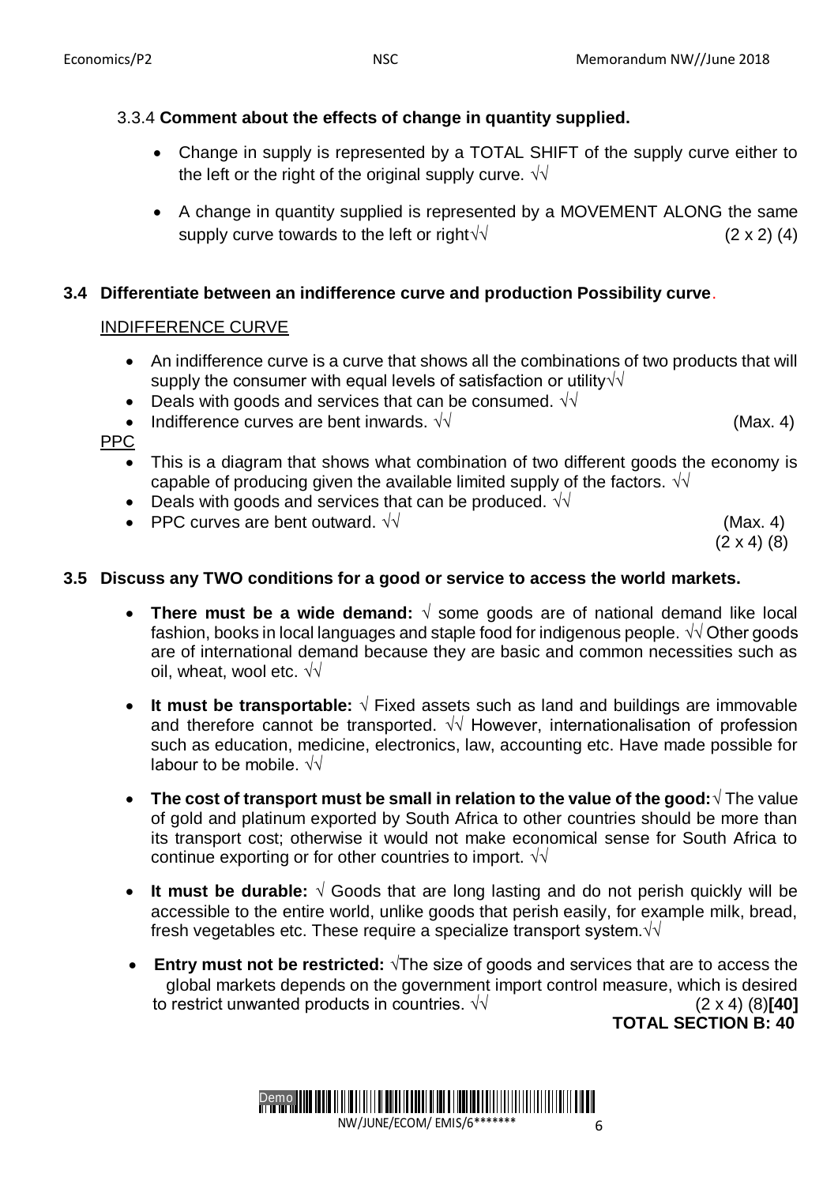3.3.4 **Comment about the effects of change in quantity supplied.**

- Change in supply is represented by a TOTAL SHIFT of the supply curve either to the left or the right of the original supply curve. √√
- A change in quantity supplied is represented by a MOVEMENT ALONG the same supply curve towards to the left or right√√ (2 x 2) (4)

**3.4 Differentiate between an indifference curve and production Possibility curve**.

INDIFFERENCE CURVE

- An indifference curve is a curve that shows all the combinations of two products that will supply the consumer with equal levels of satisfaction or utility√√
- Deals with goods and services that can be consumed. √√
- Indifference curves are bent inwards. √√ (Max. 4)

PPC

- This is a diagram that shows what combination of two different goods the economy is capable of producing given the available limited supply of the factors. √√
- Deals with goods and services that can be produced. √√
- PPC curves are bent outward. √√ (Max. 4)

(2 x 4) (8)

**3.5 Discuss any TWO conditions for a good or service to access the world markets.**

- **There must be a wide demand:** √ some goods are of national demand like local fashion, books in local languages and staple food for indigenous people. √√ Other goods are of international demand because they are basic and common necessities such as oil, wheat, wool etc. √√
- **It must be transportable:** √ Fixed assets such as land and buildings are immovable and therefore cannot be transported. √√ However, internationalisation of profession such as education, medicine, electronics, law, accounting etc. Have made possible for labour to be mobile. √√
- **The cost of transport must be small in relation to the value of the good:**√ The value of gold and platinum exported by South Africa to other countries should be more than its transport cost; otherwise it would not make economical sense for South Africa to continue exporting or for other countries to import. √√
- **It must be durable:** √ Goods that are long lasting and do not perish quickly will be accessible to the entire world, unlike goods that perish easily, for example milk, bread, fresh vegetables etc. These require a specialize transport system.√√
- **Entry must not be restricted:** √The size of goods and services that are to access the global markets depends on the government import control measure, which is desired to restrict unwanted products in countries. √√ (2 x 4) (8)**[40]**

**TOTAL SECTION B: 40**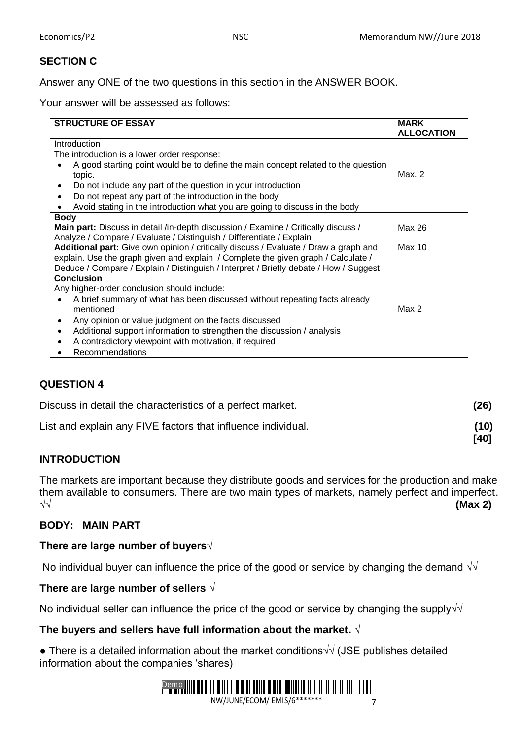## SECTION C

Answer any ONE of the two questions in this section in the ANSWER BOOK.

Your answer will be assessed as follows:

| STRUCTURE OF ESSAY | MARK ALLOCATION |
|---|---|
| Introduction<br>The introduction is a lower order response:<br>• A good starting point would be to define the main concept related to the question topic.<br>• Do not include any part of the question in your introduction<br>• Do not repeat any part of the introduction in the body<br>• Avoid stating in the introduction what you are going to discuss in the body | Max. 2 |
| **Body**<br>**Main part:** Discuss in detail /in-depth discussion / Examine / Critically discuss / Analyze / Compare / Evaluate / Distinguish / Differentiate / Explain<br>**Additional part:** Give own opinion / critically discuss / Evaluate / Draw a graph and explain. Use the graph given and explain / Complete the given graph / Calculate / Deduce / Compare / Explain / Distinguish / Interpret / Briefly debate / How / Suggest | Max 26<br><br>Max 10 |
| **Conclusion**<br>Any higher-order conclusion should include:<br>• A brief summary of what has been discussed without repeating facts already mentioned<br>• Any opinion or value judgment on the facts discussed<br>• Additional support information to strengthen the discussion / analysis<br>• A contradictory viewpoint with motivation, if required<br>• Recommendations | Max 2 |

## QUESTION 4

Discuss in detail the characteristics of a perfect market. **(26)**

List and explain any FIVE factors that influence individual. **(10)**
**[40]**

### INTRODUCTION

The markets are important because they distribute goods and services for the production and make them available to consumers. There are two main types of markets, namely perfect and imperfect. √√ **(Max 2)**

### BODY: MAIN PART

**There are large number of buyers√**

No individual buyer can influence the price of the good or service by changing the demand √√

**There are large number of sellers √**

No individual seller can influence the price of the good or service by changing the supply√√

**The buyers and sellers have full information about the market. √**

- There is a detailed information about the market conditions√√ (JSE publishes detailed information about the companies 'shares)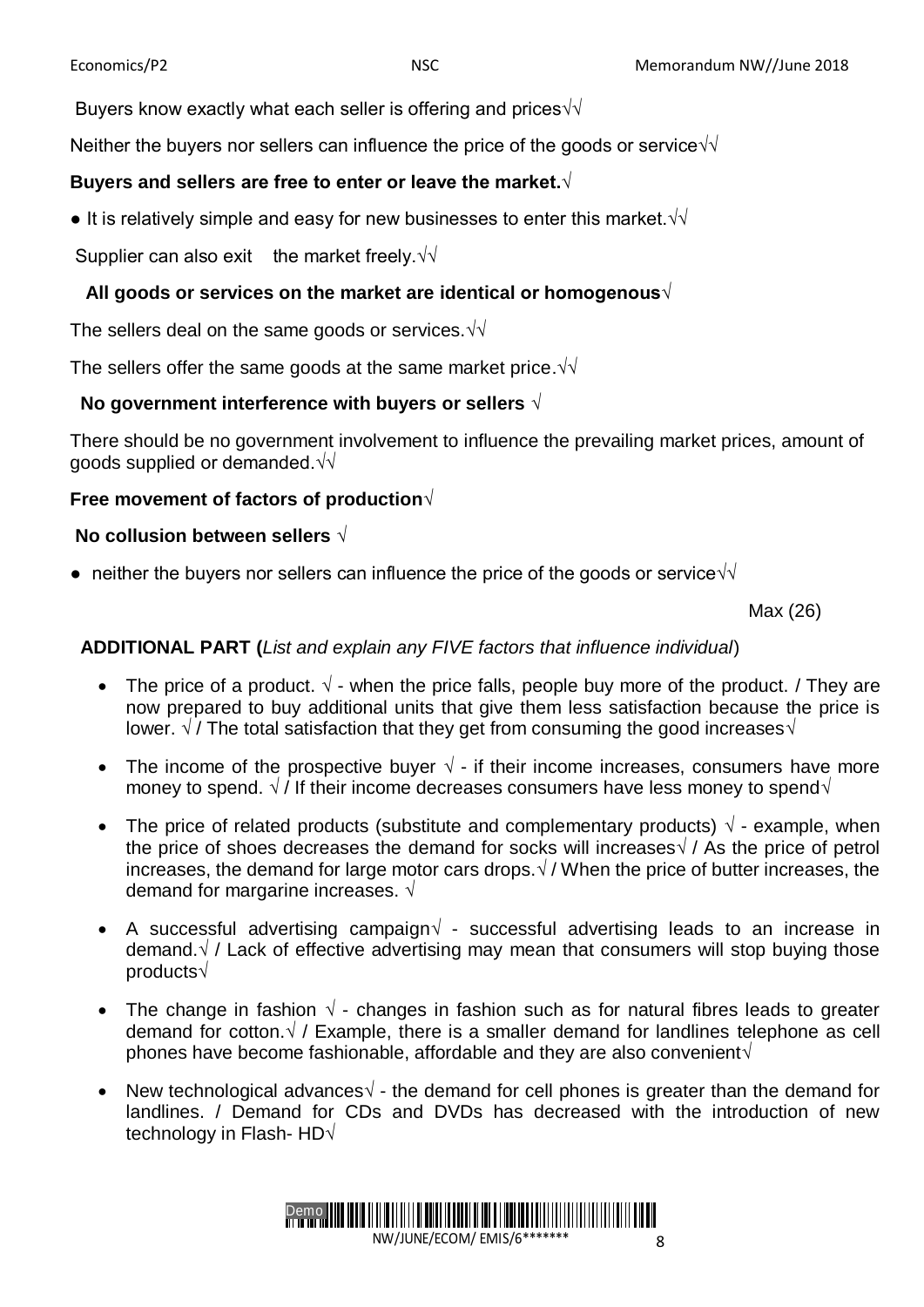Buyers know exactly what each seller is offering and prices√√

Neither the buyers nor sellers can influence the price of the goods or service√√

**Buyers and sellers are free to enter or leave the market.**√

● It is relatively simple and easy for new businesses to enter this market.√√

Supplier can also exit the market freely.√√

**All goods or services on the market are identical or homogenous**√

The sellers deal on the same goods or services.√√

The sellers offer the same goods at the same market price.√√

**No government interference with buyers or sellers** √

There should be no government involvement to influence the prevailing market prices, amount of goods supplied or demanded.√√

**Free movement of factors of production**√

**No collusion between sellers** √

● neither the buyers nor sellers can influence the price of the goods or service√√

Max (26)

**ADDITIONAL PART (***List and explain any FIVE factors that influence individual***)**

- The price of a product. √ - when the price falls, people buy more of the product. / They are now prepared to buy additional units that give them less satisfaction because the price is lower. √ / The total satisfaction that they get from consuming the good increases√
- The income of the prospective buyer √ - if their income increases, consumers have more money to spend. √ / If their income decreases consumers have less money to spend√
- The price of related products (substitute and complementary products) √ - example, when the price of shoes decreases the demand for socks will increases√ / As the price of petrol increases, the demand for large motor cars drops.√ / When the price of butter increases, the demand for margarine increases. √
- A successful advertising campaign√ - successful advertising leads to an increase in demand.√ / Lack of effective advertising may mean that consumers will stop buying those products√
- The change in fashion √ - changes in fashion such as for natural fibres leads to greater demand for cotton.√ / Example, there is a smaller demand for landlines telephone as cell phones have become fashionable, affordable and they are also convenient√
- New technological advances√ - the demand for cell phones is greater than the demand for landlines. / Demand for CDs and DVDs has decreased with the introduction of new technology in Flash- HD√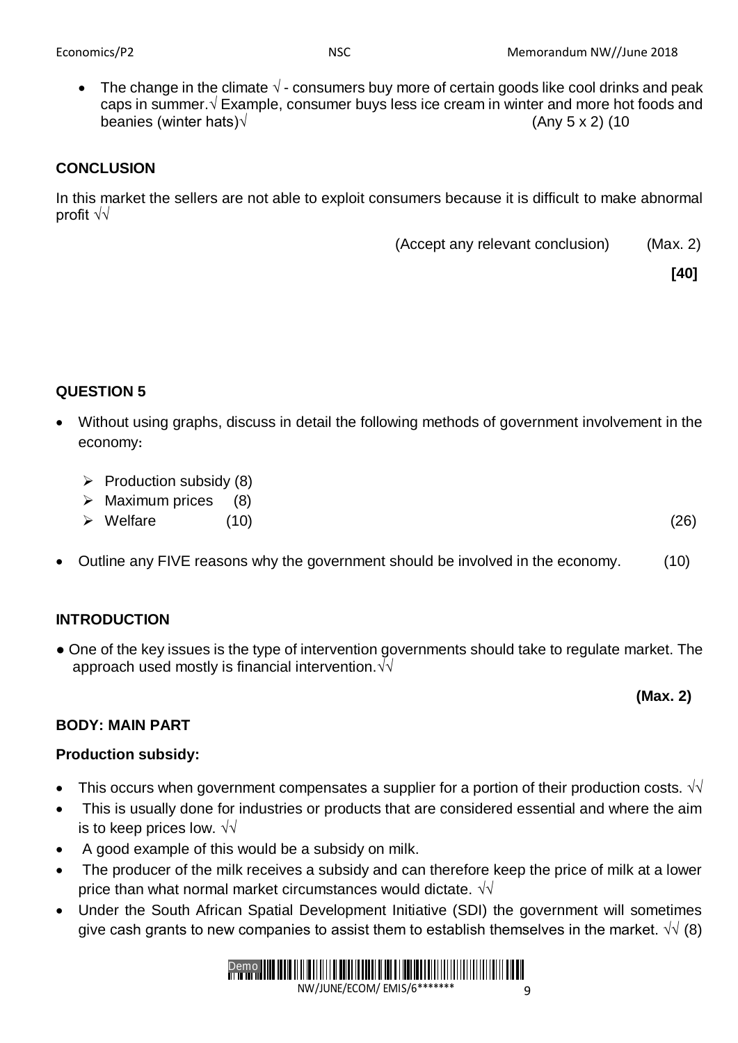- The change in the climate √ - consumers buy more of certain goods like cool drinks and peak caps in summer.√ Example, consumer buys less ice cream in winter and more hot foods and beanies (winter hats)√ (Any 5 x 2) (10

**CONCLUSION**

In this market the sellers are not able to exploit consumers because it is difficult to make abnormal profit √√

(Accept any relevant conclusion) (Max. 2)

**[40]**

**QUESTION 5**

- Without using graphs, discuss in detail the following methods of government involvement in the economy**:**
  - Production subsidy (8)
  - Maximum prices (8)
  - Welfare (10) (26)
- Outline any FIVE reasons why the government should be involved in the economy. (10)

**INTRODUCTION**

● One of the key issues is the type of intervention governments should take to regulate market. The approach used mostly is financial intervention.√√

**(Max. 2)**

**BODY: MAIN PART**

**Production subsidy:**

- This occurs when government compensates a supplier for a portion of their production costs. √√
- This is usually done for industries or products that are considered essential and where the aim is to keep prices low. √√
- A good example of this would be a subsidy on milk.
- The producer of the milk receives a subsidy and can therefore keep the price of milk at a lower price than what normal market circumstances would dictate. √√
- Under the South African Spatial Development Initiative (SDI) the government will sometimes give cash grants to new companies to assist them to establish themselves in the market. √√ (8)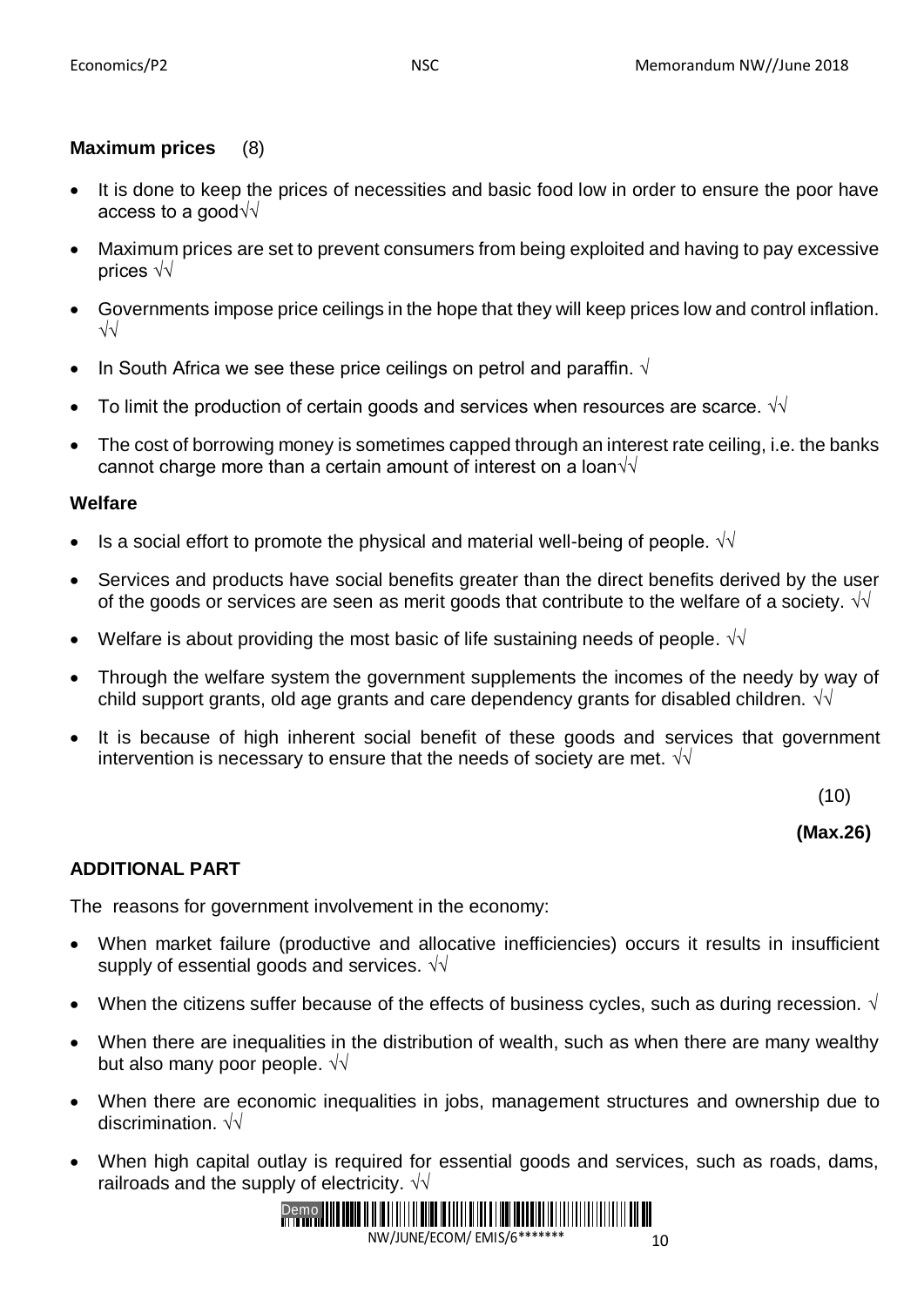**Maximum prices** (8)

- It is done to keep the prices of necessities and basic food low in order to ensure the poor have access to a good√√
- Maximum prices are set to prevent consumers from being exploited and having to pay excessive prices √√
- Governments impose price ceilings in the hope that they will keep prices low and control inflation. √√
- In South Africa we see these price ceilings on petrol and paraffin. √
- To limit the production of certain goods and services when resources are scarce. √√
- The cost of borrowing money is sometimes capped through an interest rate ceiling, i.e. the banks cannot charge more than a certain amount of interest on a loan√√

**Welfare**

- Is a social effort to promote the physical and material well-being of people. √√
- Services and products have social benefits greater than the direct benefits derived by the user of the goods or services are seen as merit goods that contribute to the welfare of a society. √√
- Welfare is about providing the most basic of life sustaining needs of people. √√
- Through the welfare system the government supplements the incomes of the needy by way of child support grants, old age grants and care dependency grants for disabled children. √√
- It is because of high inherent social benefit of these goods and services that government intervention is necessary to ensure that the needs of society are met. √√

(10)

**(Max.26)**

**ADDITIONAL PART**

The reasons for government involvement in the economy:

- When market failure (productive and allocative inefficiencies) occurs it results in insufficient supply of essential goods and services. √√
- When the citizens suffer because of the effects of business cycles, such as during recession. √
- When there are inequalities in the distribution of wealth, such as when there are many wealthy but also many poor people. √√
- When there are economic inequalities in jobs, management structures and ownership due to discrimination. √√
- When high capital outlay is required for essential goods and services, such as roads, dams, railroads and the supply of electricity. √√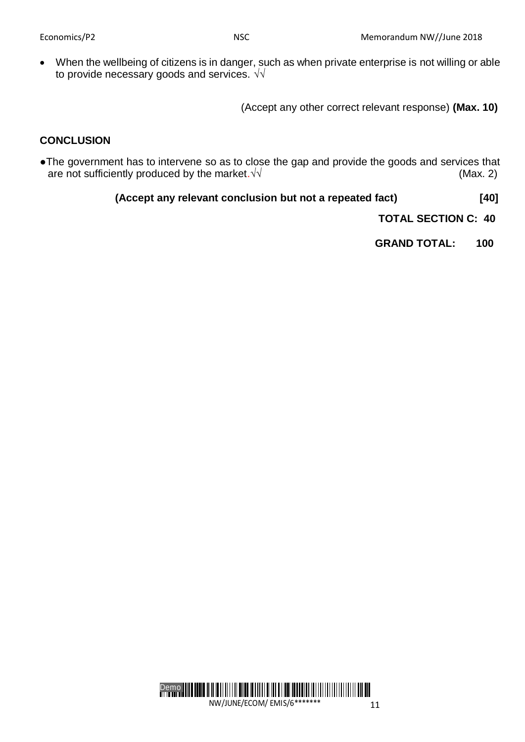- When the wellbeing of citizens is in danger, such as when private enterprise is not willing or able to provide necessary goods and services. √√

(Accept any other correct relevant response) **(Max. 10)**

**CONCLUSION**

- The government has to intervene so as to close the gap and provide the goods and services that are not sufficiently produced by the market.√√ (Max. 2)

**(Accept any relevant conclusion but not a repeated fact)** **[40]**

**TOTAL SECTION C: 40**

**GRAND TOTAL: 100**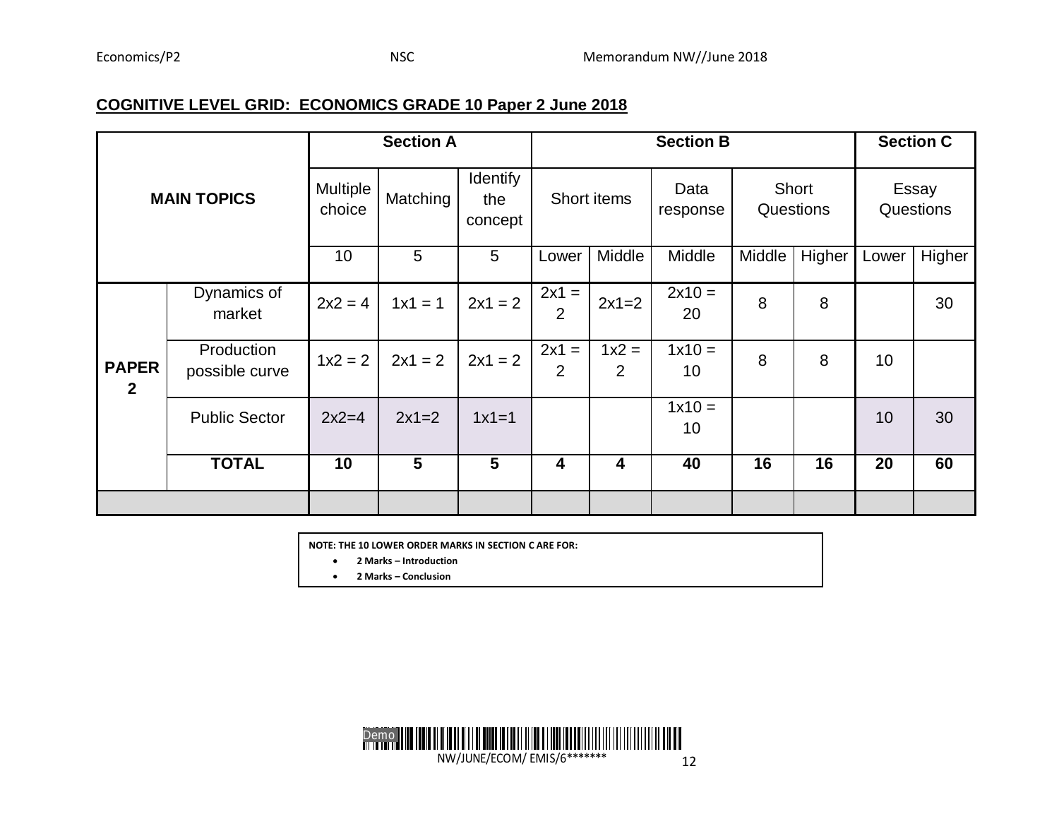## COGNITIVE LEVEL GRID: ECONOMICS GRADE 10 Paper 2 June 2018

| MAIN TOPICS | | Section A | | | Section B | | | | | Section C | |
|---|---|---|---|---|---|---|---|---|---|---|---|
| | | Multiple choice | Matching | Identify the concept | Short items | | Data response | Short Questions | | Essay Questions | |
| | | 10 | 5 | 5 | Lower | Middle | Middle | Middle | Higher | Lower | Higher |
| PAPER 2 | Dynamics of market | 2x2 = 4 | 1x1 = 1 | 2x1 = 2 | 2x1 = 2 | 2x1=2 | 2x10 = 20 | 8 | 8 | | 30 |
| | Production possible curve | 1x2 = 2 | 2x1 = 2 | 2x1 = 2 | 2x1 = 2 | 1x2 = 2 | 1x10 = 10 | 8 | 8 | 10 | |
| | Public Sector | 2x2=4 | 2x1=2 | 1x1=1 | | | 1x10 = 10 | | | 10 | 30 |
| | **TOTAL** | **10** | **5** | **5** | **4** | **4** | **40** | **16** | **16** | **20** | **60** |
| | | | | | | | | | | | |

**NOTE: THE 10 LOWER ORDER MARKS IN SECTION C ARE FOR:**

- **2 Marks – Introduction**
- **2 Marks – Conclusion**

NW/JUNE/ECOM/ EMIS/6*******